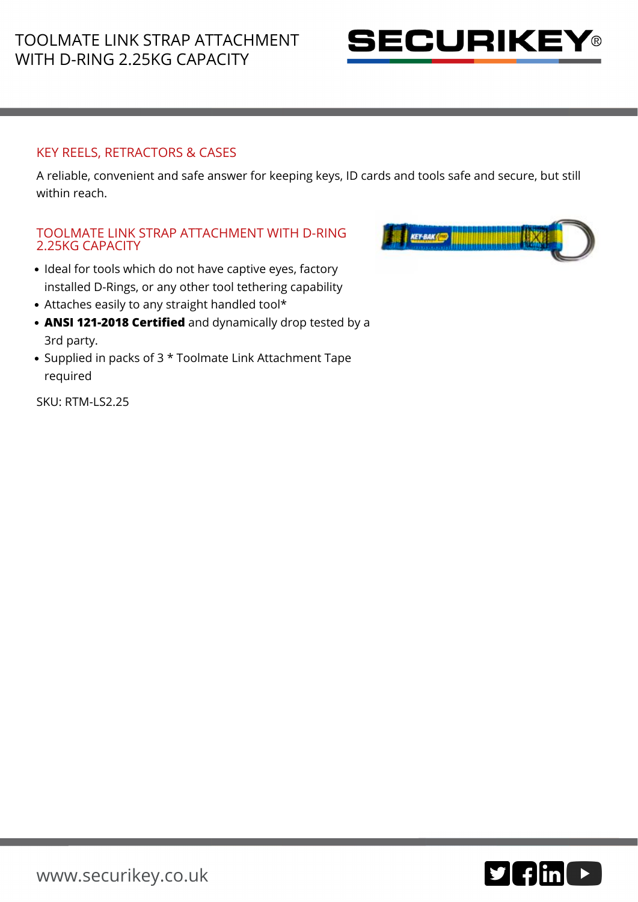# TOOLMATE LINK STRAP ATTACHMENT WITH D-RING 2.25KG CAPACITY

## KEY REELS, RETRACTORS & CASES

A reliable, convenient and safe answer for keeping keys, ID cards and tools safe and secure, but still within reach.

## TOOLMATE LINK STRAP ATTACHMENT WITH D-RING 2.25KG CAPACITY

- Ideal for tools which do not have captive eyes, factory installed D-Rings, or any other tool tethering capability
- Attaches easily to any straight handled tool*
- **ANSI 121-2018 Certified** and dynamically drop tested by a 3rd party.
- Supplied in packs of 3 * Toolmate Link Attachment Tape required

SKU: RTM-LS2.25

www.securikey.co.uk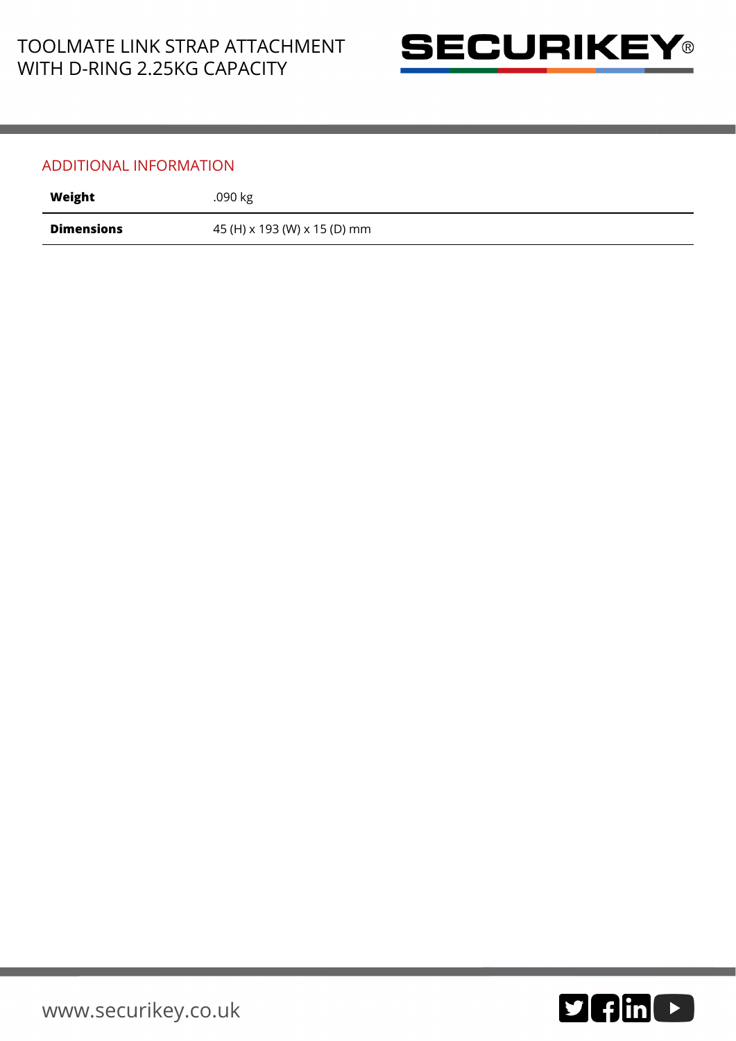## ADDITIONAL INFORMATION

| | |
|---|---|
| **Weight** | .090 kg |
| **Dimensions** | 45 (H) x 193 (W) x 15 (D) mm |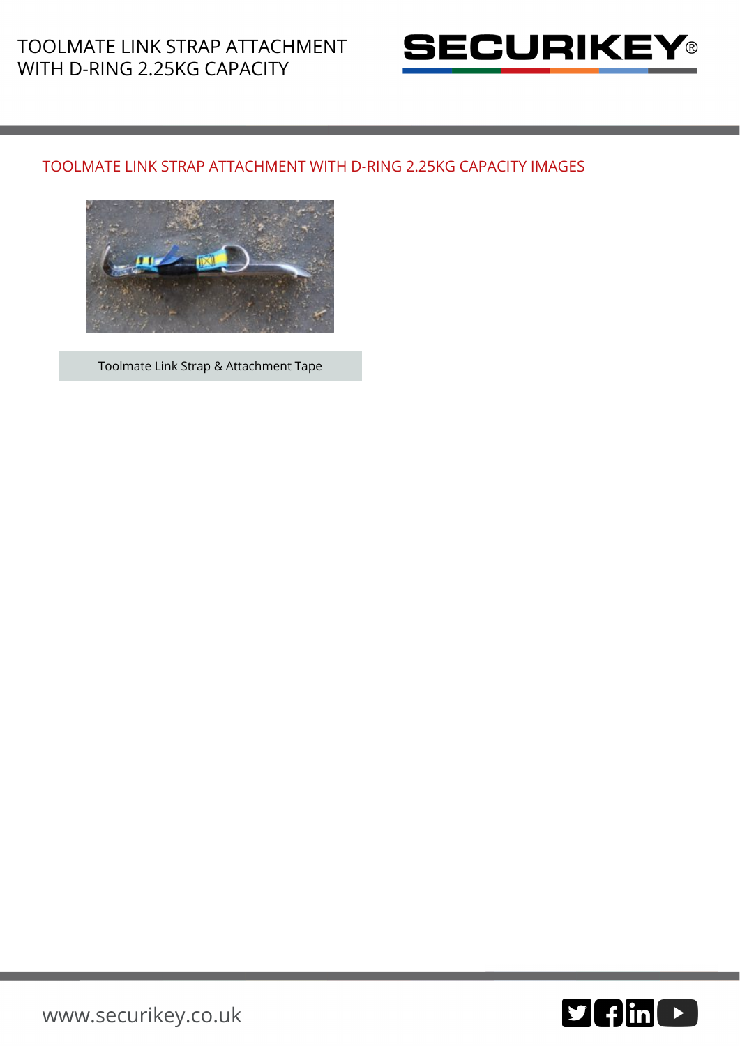## TOOLMATE LINK STRAP ATTACHMENT WITH D-RING 2.25KG CAPACITY IMAGES

Toolmate Link Strap & Attachment Tape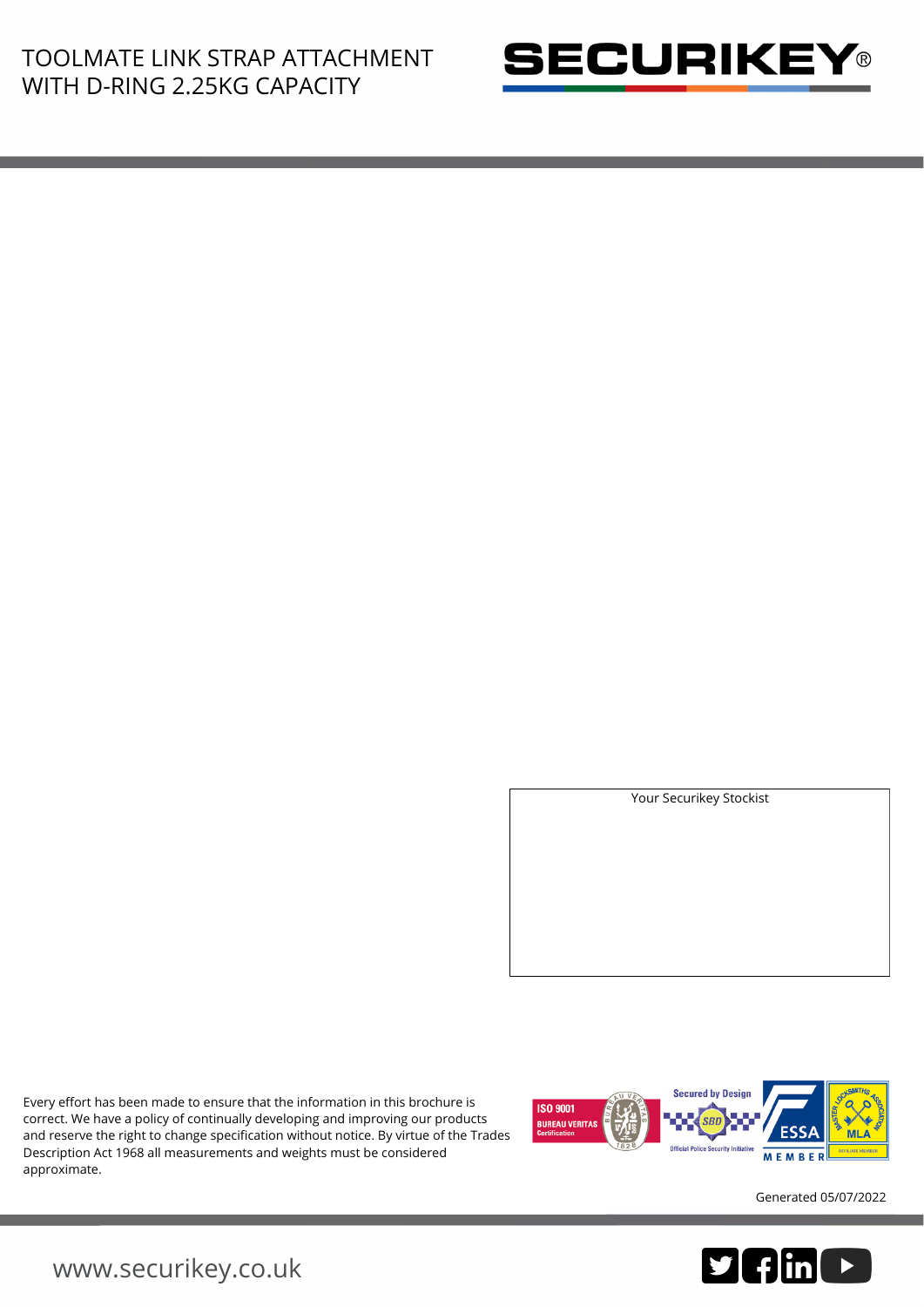# TOOLMATE LINK STRAP ATTACHMENT WITH D-RING 2.25KG CAPACITY

Your Securikey Stockist

Every effort has been made to ensure that the information in this brochure is correct. We have a policy of continually developing and improving our products and reserve the right to change specification without notice. By virtue of the Trades Description Act 1968 all measurements and weights must be considered approximate.

Generated 05/07/2022

www.securikey.co.uk